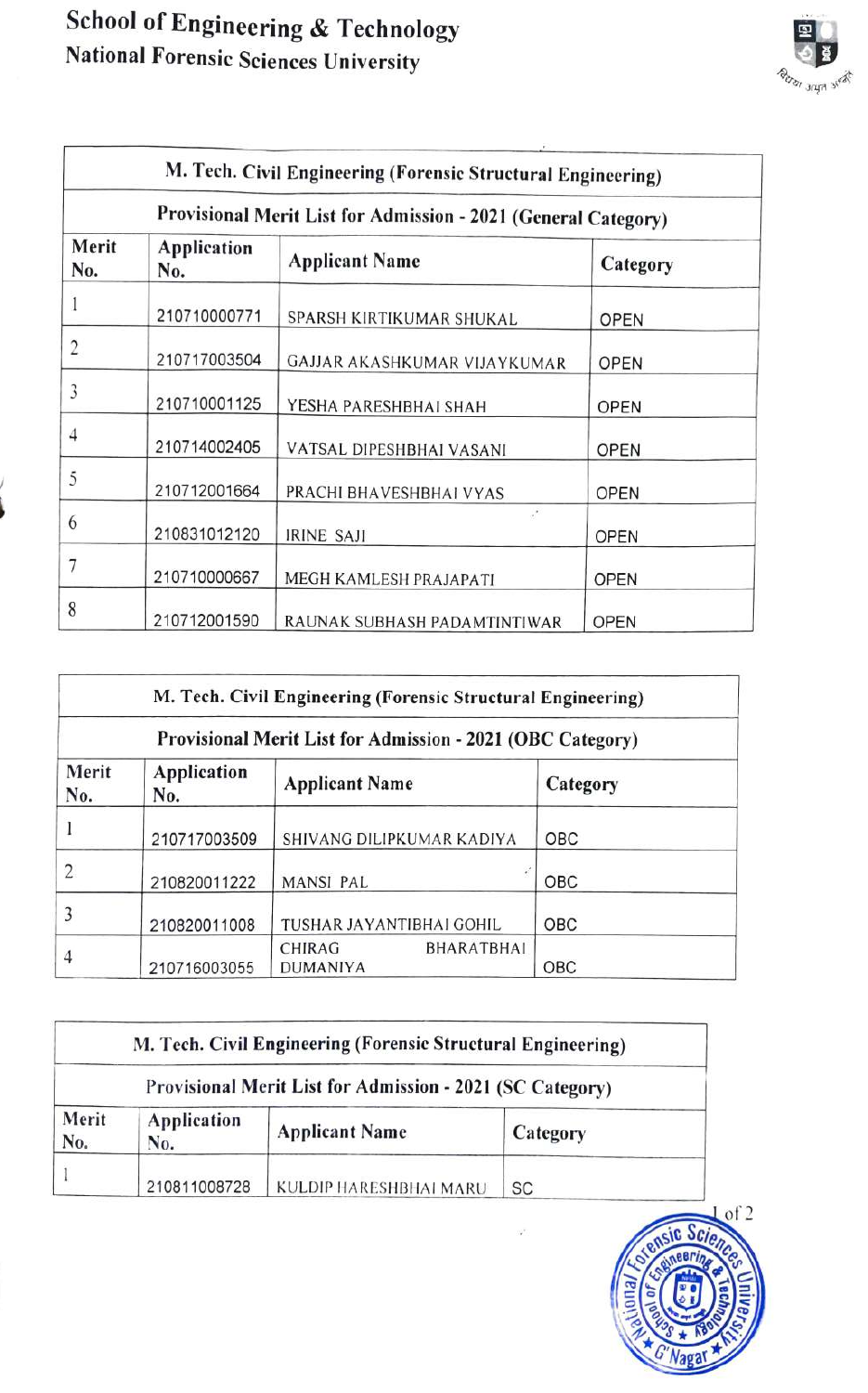# School of Engineering & Technology
## National Forensic Sciences University

| M. Tech. Civil Engineering (Forensic Structural Engineering) | | | |
|---|---|---|---|
| **Provisional Merit List for Admission - 2021 (General Category)** | | | |
| **Merit No.** | **Application No.** | **Applicant Name** | **Category** |
| 1 | 210710000771 | SPARSH KIRTIKUMAR SHUKAL | OPEN |
| 2 | 210717003504 | GAJJAR AKASHKUMAR VIJAYKUMAR | OPEN |
| 3 | 210710001125 | YESHA PARESHBHAI SHAH | OPEN |
| 4 | 210714002405 | VATSAL DIPESHBHAI VASANI | OPEN |
| 5 | 210712001664 | PRACHI BHAVESHBHAI VYAS | OPEN |
| 6 | 210831012120 | IRINE SAJI | OPEN |
| 7 | 210710000667 | MEGH KAMLESH PRAJAPATI | OPEN |
| 8 | 210712001590 | RAUNAK SUBHASH PADAMTINTIWAR | OPEN |

| M. Tech. Civil Engineering (Forensic Structural Engineering) | | | |
|---|---|---|---|
| **Provisional Merit List for Admission - 2021 (OBC Category)** | | | |
| **Merit No.** | **Application No.** | **Applicant Name** | **Category** |
| 1 | 210717003509 | SHIVANG DILIPKUMAR KADIYA | OBC |
| 2 | 210820011222 | MANSI PAL | OBC |
| 3 | 210820011008 | TUSHAR JAYANTIBHAI GOHIL | OBC |
| 4 | 210716003055 | CHIRAG BHARATBHAI DUMANIYA | OBC |

| M. Tech. Civil Engineering (Forensic Structural Engineering) | | | |
|---|---|---|---|
| **Provisional Merit List for Admission - 2021 (SC Category)** | | | |
| **Merit No.** | **Application No.** | **Applicant Name** | **Category** |
| 1 | 210811008728 | KULDIP HARESHBHAI MARU | SC |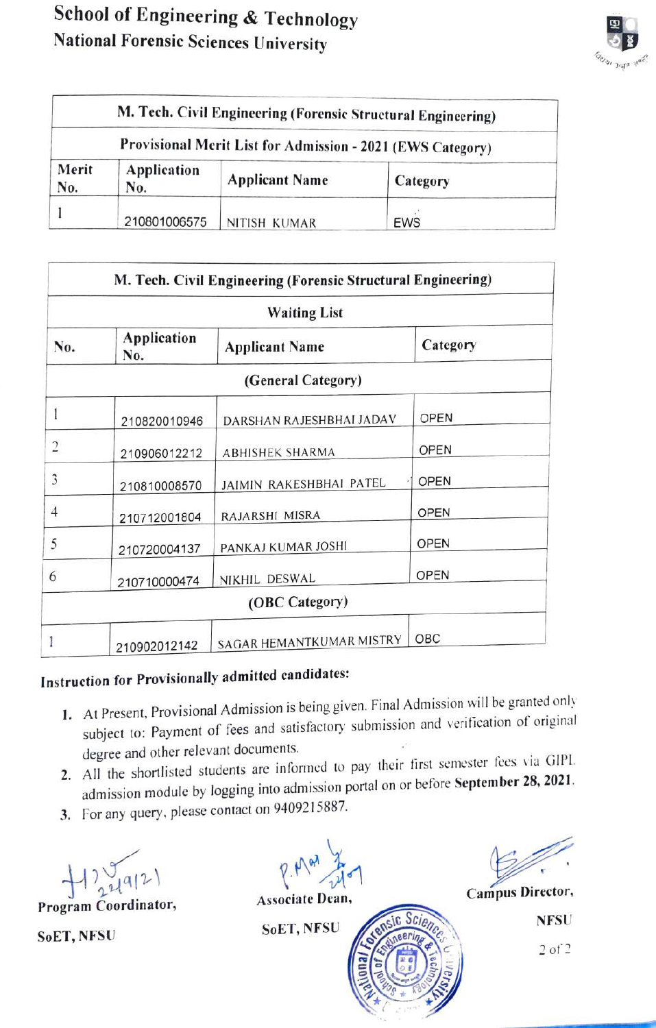# School of Engineering & Technology
## National Forensic Sciences University

| M. Tech. Civil Engineering (Forensic Structural Engineering) | | | |
|---|---|---|---|
| Provisional Merit List for Admission - 2021 (EWS Category) | | | |
| Merit No. | Application No. | Applicant Name | Category |
| 1 | 210801006575 | NITISH KUMAR | EWS |

| M. Tech. Civil Engineering (Forensic Structural Engineering) | | | |
|---|---|---|---|
| Waiting List | | | |
| No. | Application No. | Applicant Name | Category |
| (General Category) | | | |
| 1 | 210820010946 | DARSHAN RAJESHBHAI JADAV | OPEN |
| 2 | 210906012212 | ABHISHEK SHARMA | OPEN |
| 3 | 210810008570 | JAIMIN RAKESHBHAI PATEL | OPEN |
| 4 | 210712001804 | RAJARSHI MISRA | OPEN |
| 5 | 210720004137 | PANKAJ KUMAR JOSHI | OPEN |
| 6 | 210710000474 | NIKHIL DESWAL | OPEN |
| (OBC Category) | | | |
| 1 | 210902012142 | SAGAR HEMANTKUMAR MISTRY | OBC |

**Instruction for Provisionally admitted candidates:**

1. At Present, Provisional Admission is being given. Final Admission will be granted only subject to: Payment of fees and satisfactory submission and verification of original degree and other relevant documents.
2. All the shortlisted students are informed to pay their first semester fees via GIPL admission module by logging into admission portal on or before **September 28, 2021**.
3. For any query, please contact on 9409215887.

**Program Coordinator,**
**SoET, NFSU**

**Associate Dean,**
**SoET, NFSU**

**Campus Director,**
**NFSU**